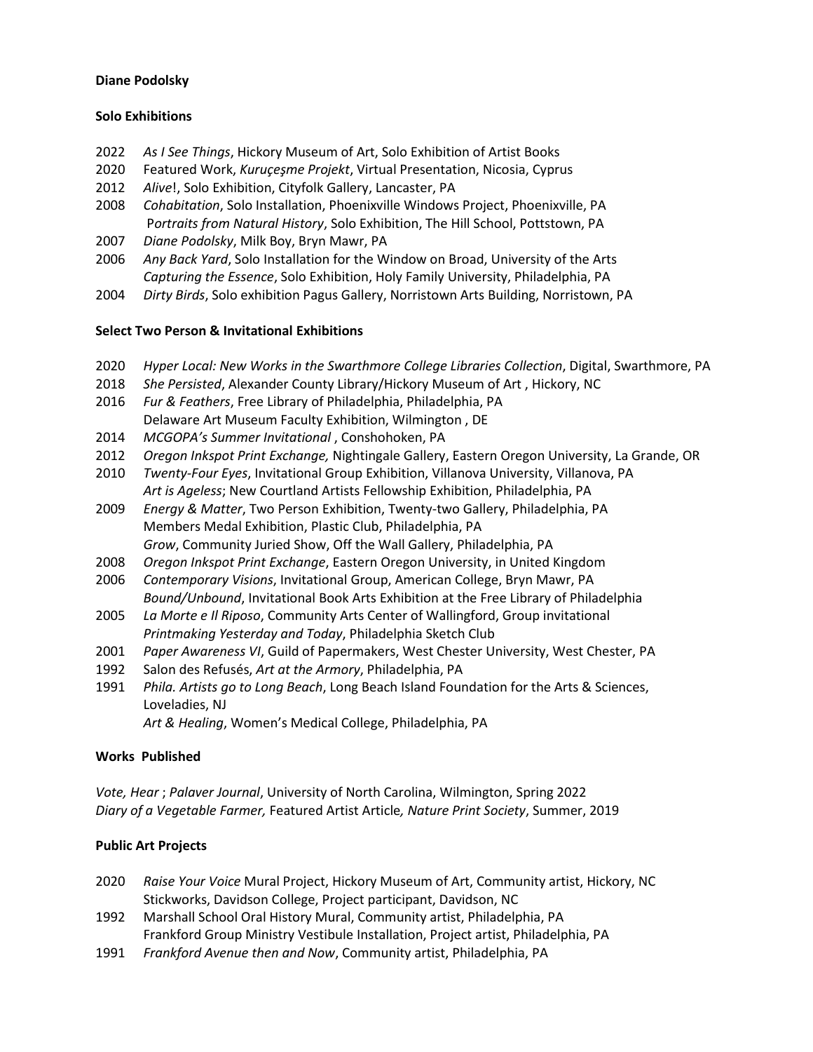**Diane Podolsky**

**Solo Exhibitions**

2022 *As I See Things*, Hickory Museum of Art, Solo Exhibition of Artist Books
2020 Featured Work, *Kuruçeşme Projekt*, Virtual Presentation, Nicosia, Cyprus
2012 *Alive*!, Solo Exhibition, Cityfolk Gallery, Lancaster, PA
2008 *Cohabitation*, Solo Installation, Phoenixville Windows Project, Phoenixville, PA
*Portraits from Natural History*, Solo Exhibition, The Hill School, Pottstown, PA
2007 *Diane Podolsky*, Milk Boy, Bryn Mawr, PA
2006 *Any Back Yard*, Solo Installation for the Window on Broad, University of the Arts
*Capturing the Essence*, Solo Exhibition, Holy Family University, Philadelphia, PA
2004 *Dirty Birds*, Solo exhibition Pagus Gallery, Norristown Arts Building, Norristown, PA

**Select Two Person & Invitational Exhibitions**

2020 *Hyper Local: New Works in the Swarthmore College Libraries Collection*, Digital, Swarthmore, PA
2018 *She Persisted*, Alexander County Library/Hickory Museum of Art , Hickory, NC
2016 *Fur & Feathers*, Free Library of Philadelphia, Philadelphia, PA
Delaware Art Museum Faculty Exhibition, Wilmington , DE
2014 *MCGOPA's Summer Invitational* , Conshohoken, PA
2012 *Oregon Inkspot Print Exchange,* Nightingale Gallery, Eastern Oregon University, La Grande, OR
2010 *Twenty-Four Eyes*, Invitational Group Exhibition, Villanova University, Villanova, PA
*Art is Ageless*; New Courtland Artists Fellowship Exhibition, Philadelphia, PA
2009 *Energy & Matter*, Two Person Exhibition, Twenty-two Gallery, Philadelphia, PA
Members Medal Exhibition, Plastic Club, Philadelphia, PA
*Grow*, Community Juried Show, Off the Wall Gallery, Philadelphia, PA
2008 *Oregon Inkspot Print Exchange*, Eastern Oregon University, in United Kingdom
2006 *Contemporary Visions*, Invitational Group, American College, Bryn Mawr, PA
*Bound/Unbound*, Invitational Book Arts Exhibition at the Free Library of Philadelphia
2005 *La Morte e Il Riposo*, Community Arts Center of Wallingford, Group invitational
*Printmaking Yesterday and Today*, Philadelphia Sketch Club
2001 *Paper Awareness VI*, Guild of Papermakers, West Chester University, West Chester, PA
1992 Salon des Refusés, *Art at the Armory*, Philadelphia, PA
1991 *Phila. Artists go to Long Beach*, Long Beach Island Foundation for the Arts & Sciences, Loveladies, NJ
*Art & Healing*, Women's Medical College, Philadelphia, PA

**Works Published**

*Vote, Hear* ; *Palaver Journal*, University of North Carolina, Wilmington, Spring 2022
*Diary of a Vegetable Farmer,* Featured Artist Article*, Nature Print Society*, Summer, 2019

**Public Art Projects**

2020 *Raise Your Voice* Mural Project, Hickory Museum of Art, Community artist, Hickory, NC
Stickworks, Davidson College, Project participant, Davidson, NC
1992 Marshall School Oral History Mural, Community artist, Philadelphia, PA
Frankford Group Ministry Vestibule Installation, Project artist, Philadelphia, PA
1991 *Frankford Avenue then and Now*, Community artist, Philadelphia, PA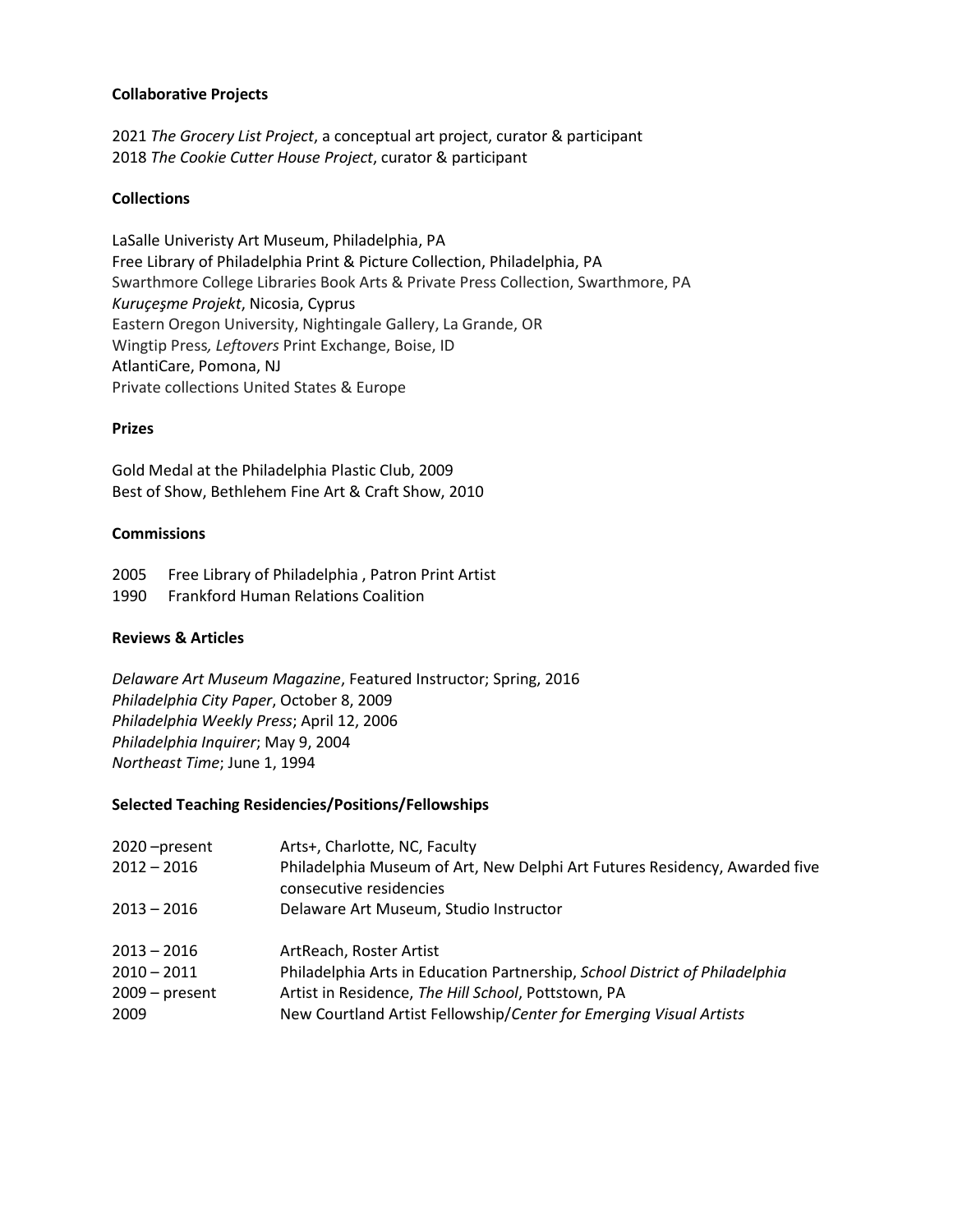**Collaborative Projects**

2021 *The Grocery List Project*, a conceptual art project, curator & participant
2018 *The Cookie Cutter House Project*, curator & participant

**Collections**

LaSalle Univeristy Art Museum, Philadelphia, PA
Free Library of Philadelphia Print & Picture Collection, Philadelphia, PA
Swarthmore College Libraries Book Arts & Private Press Collection, Swarthmore, PA
*Kuruçeşme Projekt*, Nicosia, Cyprus
Eastern Oregon University, Nightingale Gallery, La Grande, OR
Wingtip Press*, Leftovers* Print Exchange, Boise, ID
AtlantiCare, Pomona, NJ
Private collections United States & Europe

**Prizes**

Gold Medal at the Philadelphia Plastic Club, 2009
Best of Show, Bethlehem Fine Art & Craft Show, 2010

**Commissions**

2005 Free Library of Philadelphia , Patron Print Artist
1990 Frankford Human Relations Coalition

**Reviews & Articles**

*Delaware Art Museum Magazine*, Featured Instructor; Spring, 2016
*Philadelphia City Paper*, October 8, 2009
*Philadelphia Weekly Press*; April 12, 2006
*Philadelphia Inquirer*; May 9, 2004
*Northeast Time*; June 1, 1994

**Selected Teaching Residencies/Positions/Fellowships**

| | |
|---|---|
| 2020 –present | Arts+, Charlotte, NC, Faculty |
| 2012 – 2016 | Philadelphia Museum of Art, New Delphi Art Futures Residency, Awarded five consecutive residencies |
| 2013 – 2016 | Delaware Art Museum, Studio Instructor |
| 2013 – 2016 | ArtReach, Roster Artist |
| 2010 – 2011 | Philadelphia Arts in Education Partnership, *School District of Philadelphia* |
| 2009 – present | Artist in Residence, *The Hill School*, Pottstown, PA |
| 2009 | New Courtland Artist Fellowship/*Center for Emerging Visual Artists* |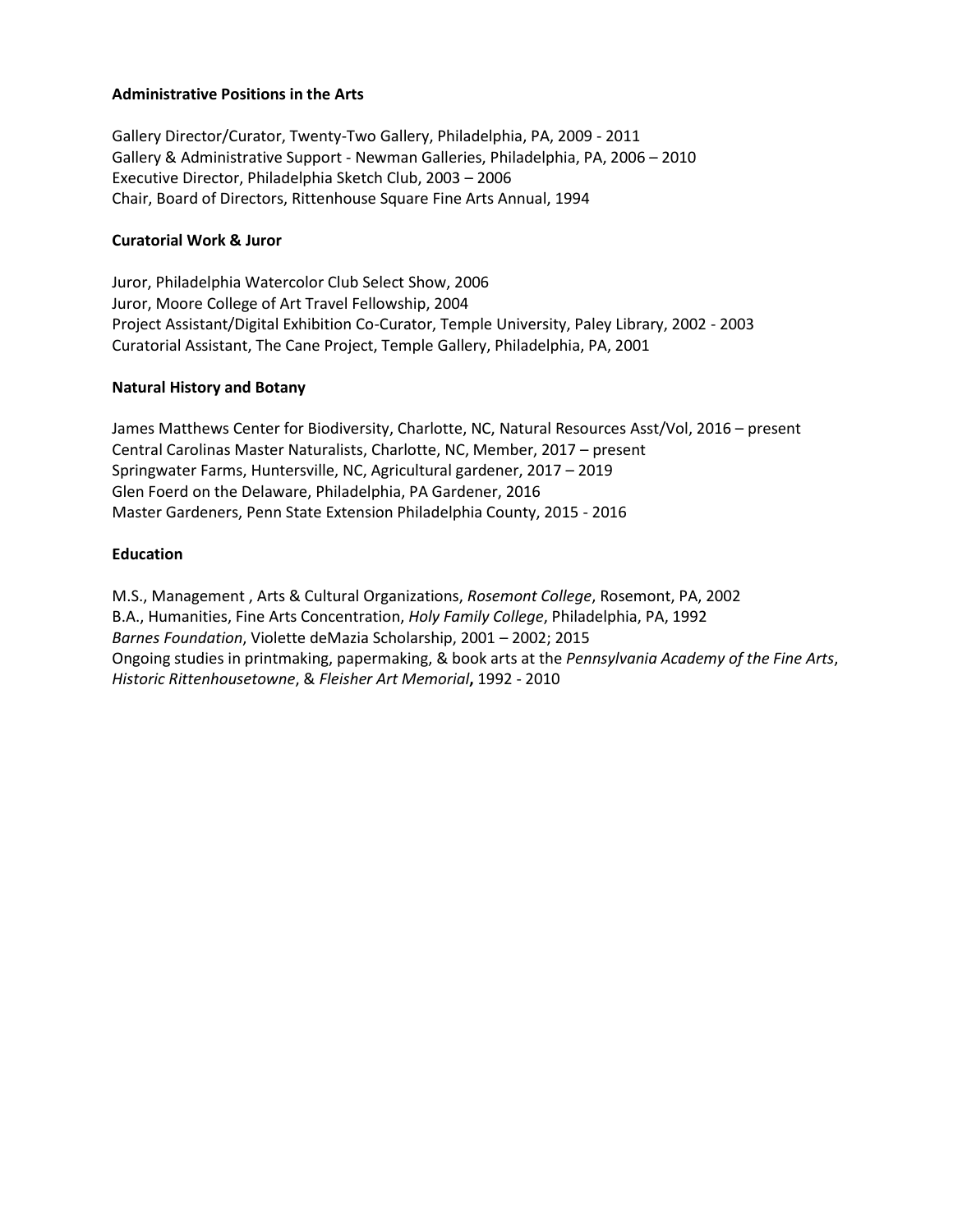**Administrative Positions in the Arts**

Gallery Director/Curator, Twenty-Two Gallery, Philadelphia, PA, 2009 - 2011
Gallery & Administrative Support - Newman Galleries, Philadelphia, PA, 2006 – 2010
Executive Director, Philadelphia Sketch Club, 2003 – 2006
Chair, Board of Directors, Rittenhouse Square Fine Arts Annual, 1994

**Curatorial Work & Juror**

Juror, Philadelphia Watercolor Club Select Show, 2006
Juror, Moore College of Art Travel Fellowship, 2004
Project Assistant/Digital Exhibition Co-Curator, Temple University, Paley Library, 2002 - 2003
Curatorial Assistant, The Cane Project, Temple Gallery, Philadelphia, PA, 2001

**Natural History and Botany**

James Matthews Center for Biodiversity, Charlotte, NC, Natural Resources Asst/Vol, 2016 – present
Central Carolinas Master Naturalists, Charlotte, NC, Member, 2017 – present
Springwater Farms, Huntersville, NC, Agricultural gardener, 2017 – 2019
Glen Foerd on the Delaware, Philadelphia, PA Gardener, 2016
Master Gardeners, Penn State Extension Philadelphia County, 2015 - 2016

**Education**

M.S., Management , Arts & Cultural Organizations, *Rosemont College*, Rosemont, PA, 2002
B.A., Humanities, Fine Arts Concentration, *Holy Family College*, Philadelphia, PA, 1992
*Barnes Foundation*, Violette deMazia Scholarship, 2001 – 2002; 2015
Ongoing studies in printmaking, papermaking, & book arts at the *Pennsylvania Academy of the Fine Arts*, *Historic Rittenhousetowne*, & *Fleisher Art Memorial*, 1992 - 2010